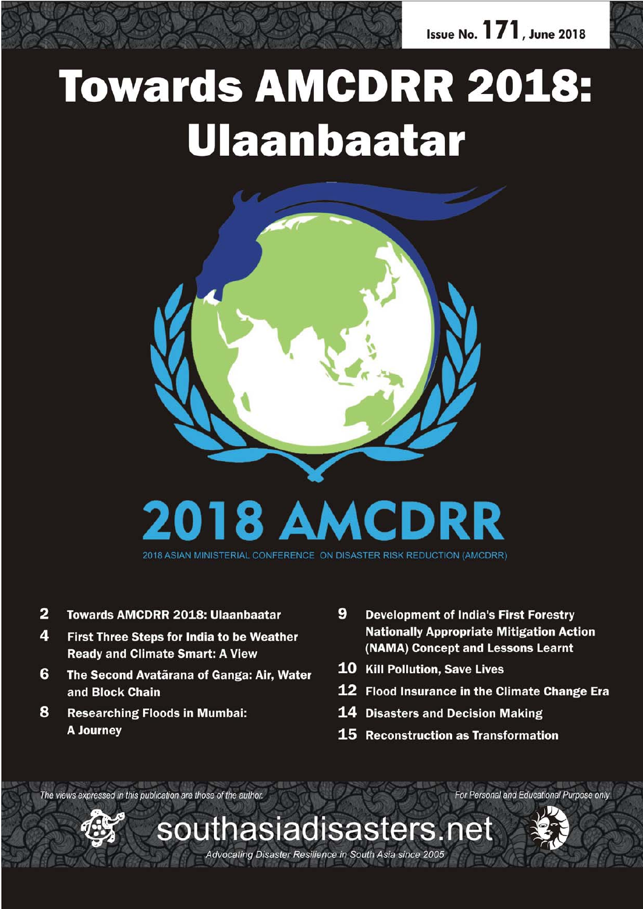Issue No. 171, June 2018

# Towards AMCDRR 2018: Ulaanbaatar

2018 AMCDRR

2018 ASIAN MINISTERIAL CONFERENCE ON DISASTER RISK REDUCTION (AMCDRR)

- **2** **Towards AMCDRR 2018: Ulaanbaatar**
- **4** **First Three Steps for India to be Weather Ready and Climate Smart: A View**
- **6** **The Second Avatārana of Ganga: Air, Water and Block Chain**
- **8** **Researching Floods in Mumbai: A Journey**
- **9** **Development of India's First Forestry Nationally Appropriate Mitigation Action (NAMA) Concept and Lessons Learnt**
- **10** **Kill Pollution, Save Lives**
- **12** **Flood Insurance in the Climate Change Era**
- **14** **Disasters and Decision Making**
- **15** **Reconstruction as Transformation**

*The views expressed in this publication are those of the author.*

*For Personal and Educational Purpose only*

southasiadisasters.net

*Advocating Disaster Resilience in South Asia since 2005*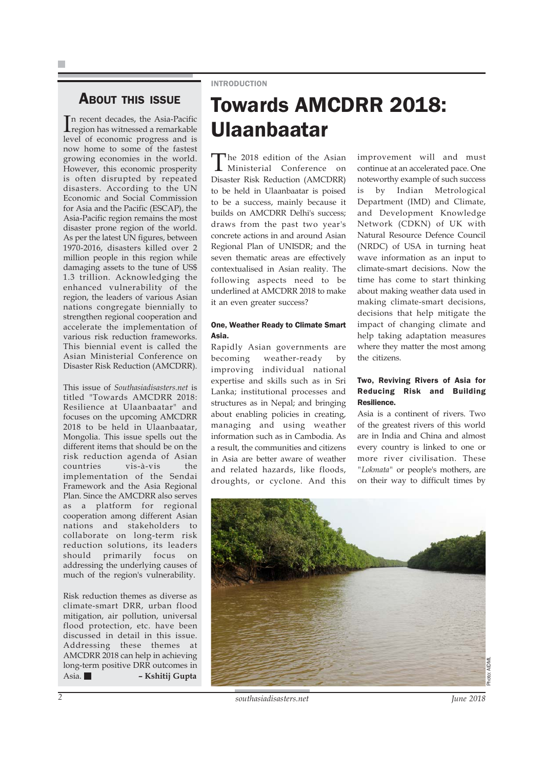## About this issue

In recent decades, the Asia-Pacific region has witnessed a remarkable level of economic progress and is now home to some of the fastest growing economies in the world. However, this economic prosperity is often disrupted by repeated disasters. According to the UN Economic and Social Commission for Asia and the Pacific (ESCAP), the Asia-Pacific region remains the most disaster prone region of the world. As per the latest UN figures, between 1970-2016, disasters killed over 2 million people in this region while damaging assets to the tune of US$ 1.3 trillion. Acknowledging the enhanced vulnerability of the region, the leaders of various Asian nations congregate biennially to strengthen regional cooperation and accelerate the implementation of various risk reduction frameworks. This biennial event is called the Asian Ministerial Conference on Disaster Risk Reduction (AMCDRR).

This issue of *Southasiadisasters.net* is titled "Towards AMCDRR 2018: Resilience at Ulaanbaatar" and focuses on the upcoming AMCDRR 2018 to be held in Ulaanbaatar, Mongolia. This issue spells out the different items that should be on the risk reduction agenda of Asian countries vis-à-vis the implementation of the Sendai Framework and the Asia Regional Plan. Since the AMCDRR also serves as a platform for regional cooperation among different Asian nations and stakeholders to collaborate on long-term risk reduction solutions, its leaders should primarily focus on addressing the underlying causes of much of the region's vulnerability.

Risk reduction themes as diverse as climate-smart DRR, urban flood mitigation, air pollution, universal flood protection, etc. have been discussed in detail in this issue. Addressing these themes at AMCDRR 2018 can help in achieving long-term positive DRR outcomes in Asia. ■

**– Kshitij Gupta**

INTRODUCTION

# Towards AMCDRR 2018: Ulaanbaatar

The 2018 edition of the Asian Ministerial Conference on Disaster Risk Reduction (AMCDRR) to be held in Ulaanbaatar is poised to be a success, mainly because it builds on AMCDRR Delhi's success; draws from the past two year's concrete actions in and around Asian Regional Plan of UNISDR; and the seven thematic areas are effectively contextualised in Asian reality. The following aspects need to be underlined at AMCDRR 2018 to make it an even greater success?

### One, Weather Ready to Climate Smart Asia.

Rapidly Asian governments are becoming weather-ready by improving individual national expertise and skills such as in Sri Lanka; institutional processes and structures as in Nepal; and bringing about enabling policies in creating, managing and using weather information such as in Cambodia. As a result, the communities and citizens in Asia are better aware of weather and related hazards, like floods, droughts, or cyclone. And this improvement will and must continue at an accelerated pace. One noteworthy example of such success is by Indian Metrological Department (IMD) and Climate, and Development Knowledge Network (CDKN) of UK with Natural Resource Defence Council (NRDC) of USA in turning heat wave information as an input to climate-smart decisions. Now the time has come to start thinking about making weather data used in making climate-smart decisions, decisions that help mitigate the impact of changing climate and help taking adaptation measures where they matter the most among the citizens.

### Two, Reviving Rivers of Asia for Reducing Risk and Building Resilience.

Asia is a continent of rivers. Two of the greatest rivers of this world are in India and China and almost every country is linked to one or more river civilisation. These "*Lokmata*" or people's mothers, are on their way to difficult times by

Photo: AIDMI.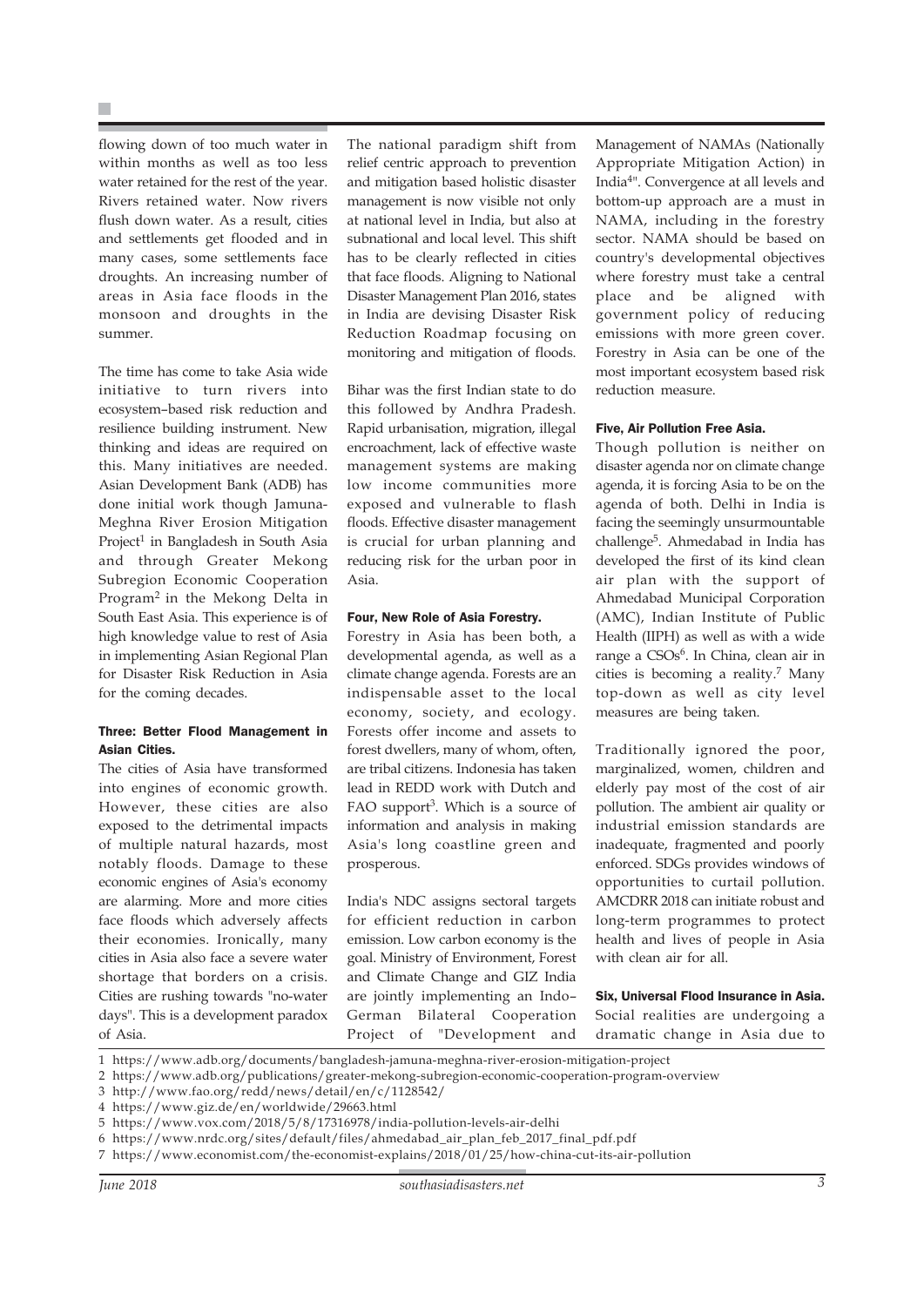flowing down of too much water in within months as well as too less water retained for the rest of the year. Rivers retained water. Now rivers flush down water. As a result, cities and settlements get flooded and in many cases, some settlements face droughts. An increasing number of areas in Asia face floods in the monsoon and droughts in the summer.

The time has come to take Asia wide initiative to turn rivers into ecosystem–based risk reduction and resilience building instrument. New thinking and ideas are required on this. Many initiatives are needed. Asian Development Bank (ADB) has done initial work though Jamuna-Meghna River Erosion Mitigation Project[1] in Bangladesh in South Asia and through Greater Mekong Subregion Economic Cooperation Program[2] in the Mekong Delta in South East Asia. This experience is of high knowledge value to rest of Asia in implementing Asian Regional Plan for Disaster Risk Reduction in Asia for the coming decades.

#### Three: Better Flood Management in Asian Cities.

The cities of Asia have transformed into engines of economic growth. However, these cities are also exposed to the detrimental impacts of multiple natural hazards, most notably floods. Damage to these economic engines of Asia's economy are alarming. More and more cities face floods which adversely affects their economies. Ironically, many cities in Asia also face a severe water shortage that borders on a crisis. Cities are rushing towards "no-water days". This is a development paradox of Asia.

The national paradigm shift from relief centric approach to prevention and mitigation based holistic disaster management is now visible not only at national level in India, but also at subnational and local level. This shift has to be clearly reflected in cities that face floods. Aligning to National Disaster Management Plan 2016, states in India are devising Disaster Risk Reduction Roadmap focusing on monitoring and mitigation of floods.

Bihar was the first Indian state to do this followed by Andhra Pradesh. Rapid urbanisation, migration, illegal encroachment, lack of effective waste management systems are making low income communities more exposed and vulnerable to flash floods. Effective disaster management is crucial for urban planning and reducing risk for the urban poor in Asia.

#### Four, New Role of Asia Forestry.

Forestry in Asia has been both, a developmental agenda, as well as a climate change agenda. Forests are an indispensable asset to the local economy, society, and ecology. Forests offer income and assets to forest dwellers, many of whom, often, are tribal citizens. Indonesia has taken lead in REDD work with Dutch and FAO support[3]. Which is a source of information and analysis in making Asia's long coastline green and prosperous.

India's NDC assigns sectoral targets for efficient reduction in carbon emission. Low carbon economy is the goal. Ministry of Environment, Forest and Climate Change and GIZ India are jointly implementing an Indo–German Bilateral Cooperation Project of "Development and Management of NAMAs (Nationally Appropriate Mitigation Action) in India[4]". Convergence at all levels and bottom-up approach are a must in NAMA, including in the forestry sector. NAMA should be based on country's developmental objectives where forestry must take a central place and be aligned with government policy of reducing emissions with more green cover. Forestry in Asia can be one of the most important ecosystem based risk reduction measure.

#### Five, Air Pollution Free Asia.

Though pollution is neither on disaster agenda nor on climate change agenda, it is forcing Asia to be on the agenda of both. Delhi in India is facing the seemingly unsurmountable challenge[5]. Ahmedabad in India has developed the first of its kind clean air plan with the support of Ahmedabad Municipal Corporation (AMC), Indian Institute of Public Health (IIPH) as well as with a wide range a CSOs[6]. In China, clean air in cities is becoming a reality.[7] Many top-down as well as city level measures are being taken.

Traditionally ignored the poor, marginalized, women, children and elderly pay most of the cost of air pollution. The ambient air quality or industrial emission standards are inadequate, fragmented and poorly enforced. SDGs provides windows of opportunities to curtail pollution. AMCDRR 2018 can initiate robust and long-term programmes to protect health and lives of people in Asia with clean air for all.

#### Six, Universal Flood Insurance in Asia.

Social realities are undergoing a dramatic change in Asia due to

1 https://www.adb.org/documents/bangladesh-jamuna-meghna-river-erosion-mitigation-project
2 https://www.adb.org/publications/greater-mekong-subregion-economic-cooperation-program-overview
3 http://www.fao.org/redd/news/detail/en/c/1128542/
4 https://www.giz.de/en/worldwide/29663.html
5 https://www.vox.com/2018/5/8/17316978/india-pollution-levels-air-delhi
6 https://www.nrdc.org/sites/default/files/ahmedabad_air_plan_feb_2017_final_pdf.pdf
7 https://www.economist.com/the-economist-explains/2018/01/25/how-china-cut-its-air-pollution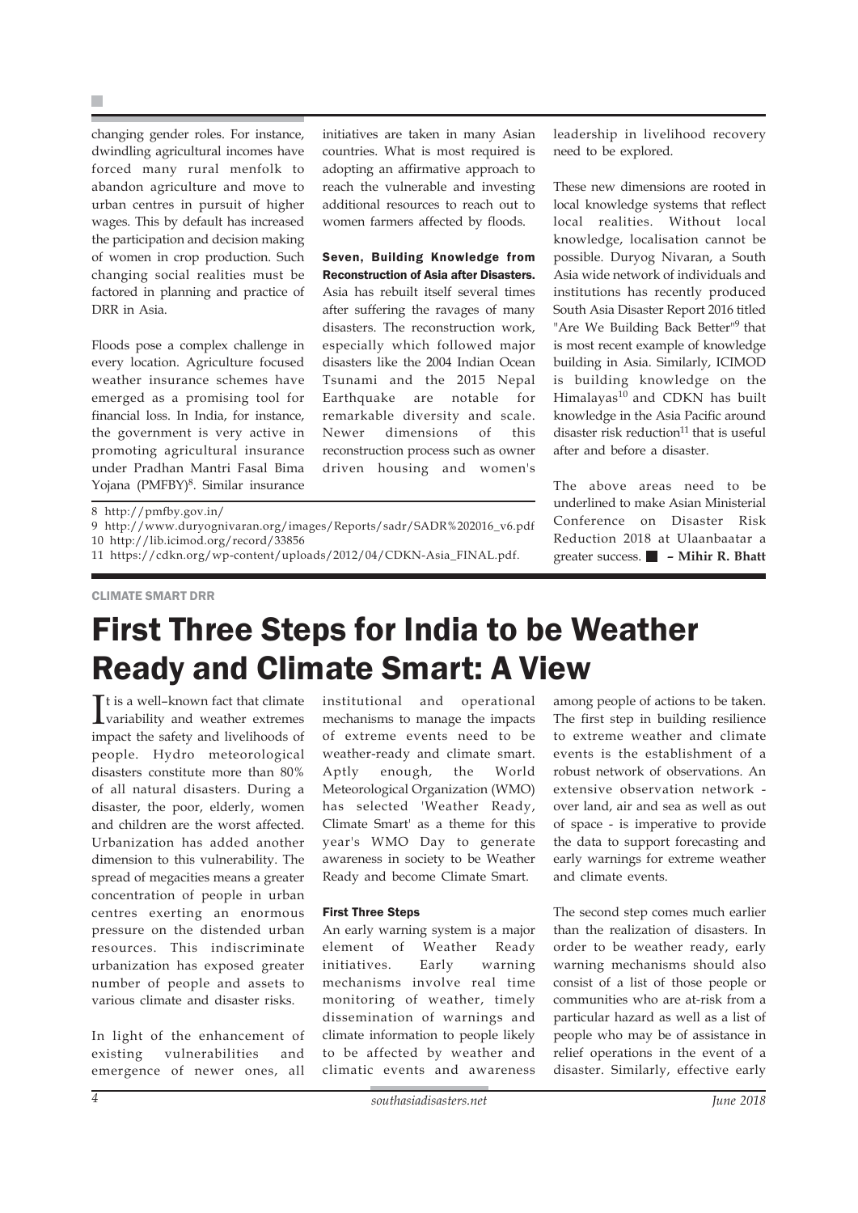changing gender roles. For instance, dwindling agricultural incomes have forced many rural menfolk to abandon agriculture and move to urban centres in pursuit of higher wages. This by default has increased the participation and decision making of women in crop production. Such changing social realities must be factored in planning and practice of DRR in Asia.

Floods pose a complex challenge in every location. Agriculture focused weather insurance schemes have emerged as a promising tool for financial loss. In India, for instance, the government is very active in promoting agricultural insurance under Pradhan Mantri Fasal Bima Yojana (PMFBY)[8]. Similar insurance initiatives are taken in many Asian countries. What is most required is adopting an affirmative approach to reach the vulnerable and investing additional resources to reach out to women farmers affected by floods.

**Seven, Building Knowledge from Reconstruction of Asia after Disasters.** Asia has rebuilt itself several times after suffering the ravages of many disasters. The reconstruction work, especially which followed major disasters like the 2004 Indian Ocean Tsunami and the 2015 Nepal Earthquake are notable for remarkable diversity and scale. Newer dimensions of this reconstruction process such as owner driven housing and women's leadership in livelihood recovery need to be explored.

These new dimensions are rooted in local knowledge systems that reflect local realities. Without local knowledge, localisation cannot be possible. Duryog Nivaran, a South Asia wide network of individuals and institutions has recently produced South Asia Disaster Report 2016 titled "Are We Building Back Better"[9] that is most recent example of knowledge building in Asia. Similarly, ICIMOD is building knowledge on the Himalayas[10] and CDKN has built knowledge in the Asia Pacific around disaster risk reduction[11] that is useful after and before a disaster.

The above areas need to be underlined to make Asian Ministerial Conference on Disaster Risk Reduction 2018 at Ulaanbaatar a greater success. ■ **– Mihir R. Bhatt**

8 http://pmfby.gov.in/

9 http://www.duryognivaran.org/images/Reports/sadr/SADR%202016_v6.pdf

10 http://lib.icimod.org/record/33856

11 https://cdkn.org/wp-content/uploads/2012/04/CDKN-Asia_FINAL.pdf.

CLIMATE SMART DRR

# First Three Steps for India to be Weather Ready and Climate Smart: A View

It is a well–known fact that climate variability and weather extremes impact the safety and livelihoods of people. Hydro meteorological disasters constitute more than 80% of all natural disasters. During a disaster, the poor, elderly, women and children are the worst affected. Urbanization has added another dimension to this vulnerability. The spread of megacities means a greater concentration of people in urban centres exerting an enormous pressure on the distended urban resources. This indiscriminate urbanization has exposed greater number of people and assets to various climate and disaster risks.

In light of the enhancement of existing vulnerabilities and emergence of newer ones, all institutional and operational mechanisms to manage the impacts of extreme events need to be weather-ready and climate smart. Aptly enough, the World Meteorological Organization (WMO) has selected 'Weather Ready, Climate Smart' as a theme for this year's WMO Day to generate awareness in society to be Weather Ready and become Climate Smart.

### First Three Steps

An early warning system is a major element of Weather Ready initiatives. Early warning mechanisms involve real time monitoring of weather, timely dissemination of warnings and climate information to people likely to be affected by weather and climatic events and awareness among people of actions to be taken. The first step in building resilience to extreme weather and climate events is the establishment of a robust network of observations. An extensive observation network - over land, air and sea as well as out of space - is imperative to provide the data to support forecasting and early warnings for extreme weather and climate events.

The second step comes much earlier than the realization of disasters. In order to be weather ready, early warning mechanisms should also consist of a list of those people or communities who are at-risk from a particular hazard as well as a list of people who may be of assistance in relief operations in the event of a disaster. Similarly, effective early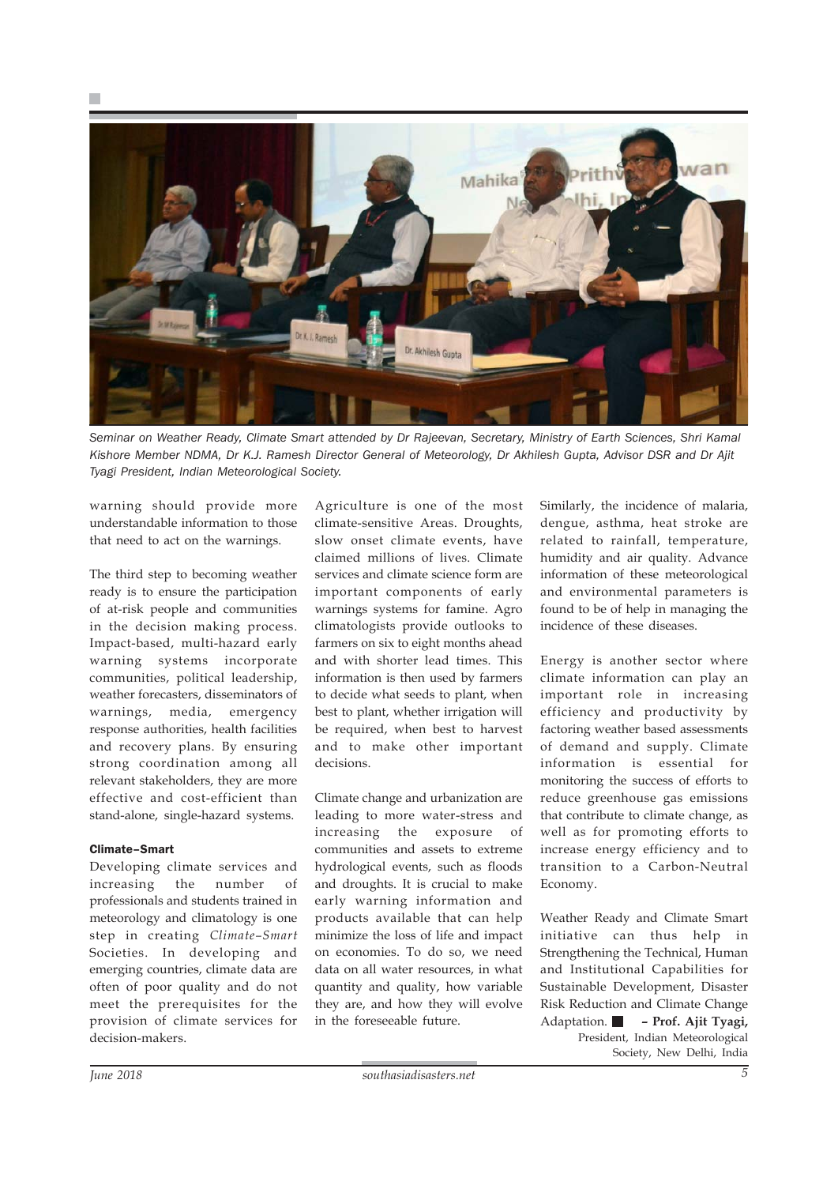*Seminar on Weather Ready, Climate Smart attended by Dr Rajeevan, Secretary, Ministry of Earth Sciences, Shri Kamal Kishore Member NDMA, Dr K.J. Ramesh Director General of Meteorology, Dr Akhilesh Gupta, Advisor DSR and Dr Ajit Tyagi President, Indian Meteorological Society.*

warning should provide more understandable information to those that need to act on the warnings.

The third step to becoming weather ready is to ensure the participation of at-risk people and communities in the decision making process. Impact-based, multi-hazard early warning systems incorporate communities, political leadership, weather forecasters, disseminators of warnings, media, emergency response authorities, health facilities and recovery plans. By ensuring strong coordination among all relevant stakeholders, they are more effective and cost-efficient than stand-alone, single-hazard systems.

**Climate–Smart**

Developing climate services and increasing the number of professionals and students trained in meteorology and climatology is one step in creating *Climate–Smart* Societies. In developing and emerging countries, climate data are often of poor quality and do not meet the prerequisites for the provision of climate services for decision-makers.

Agriculture is one of the most climate-sensitive Areas. Droughts, slow onset climate events, have claimed millions of lives. Climate services and climate science form are important components of early warnings systems for famine. Agro climatologists provide outlooks to farmers on six to eight months ahead and with shorter lead times. This information is then used by farmers to decide what seeds to plant, when best to plant, whether irrigation will be required, when best to harvest and to make other important decisions.

Climate change and urbanization are leading to more water-stress and increasing the exposure of communities and assets to extreme hydrological events, such as floods and droughts. It is crucial to make early warning information and products available that can help minimize the loss of life and impact on economies. To do so, we need data on all water resources, in what quantity and quality, how variable they are, and how they will evolve in the foreseeable future.

Similarly, the incidence of malaria, dengue, asthma, heat stroke are related to rainfall, temperature, humidity and air quality. Advance information of these meteorological and environmental parameters is found to be of help in managing the incidence of these diseases.

Energy is another sector where climate information can play an important role in increasing efficiency and productivity by factoring weather based assessments of demand and supply. Climate information is essential for monitoring the success of efforts to reduce greenhouse gas emissions that contribute to climate change, as well as for promoting efforts to increase energy efficiency and to transition to a Carbon-Neutral Economy.

Weather Ready and Climate Smart initiative can thus help in Strengthening the Technical, Human and Institutional Capabilities for Sustainable Development, Disaster Risk Reduction and Climate Change Adaptation. ■

**– Prof. Ajit Tyagi,**
President, Indian Meteorological Society, New Delhi, India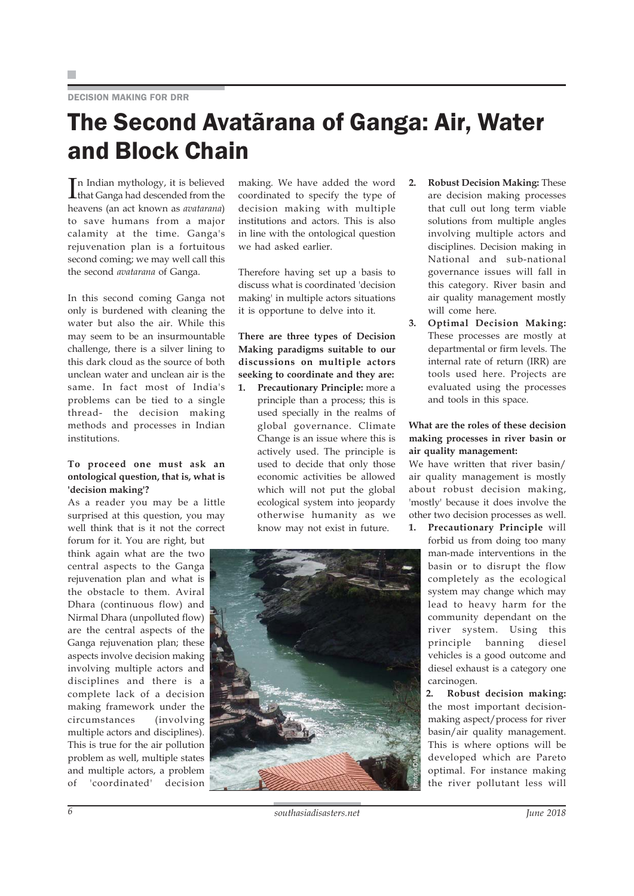DECISION MAKING FOR DRR

# The Second Avatãrana of Ganga: Air, Water and Block Chain

In Indian mythology, it is believed that Ganga had descended from the heavens (an act known as *avatarana*) to save humans from a major calamity at the time. Ganga's rejuvenation plan is a fortuitous second coming; we may well call this the second *avatarana* of Ganga.

In this second coming Ganga not only is burdened with cleaning the water but also the air. While this may seem to be an insurmountable challenge, there is a silver lining to this dark cloud as the source of both unclean water and unclean air is the same. In fact most of India's problems can be tied to a single thread- the decision making methods and processes in Indian institutions.

**To proceed one must ask an ontological question, that is, what is 'decision making'?**

As a reader you may be a little surprised at this question, you may well think that is it not the correct forum for it. You are right, but think again what are the two central aspects to the Ganga rejuvenation plan and what is the obstacle to them. Aviral Dhara (continuous flow) and Nirmal Dhara (unpolluted flow) are the central aspects of the Ganga rejuvenation plan; these aspects involve decision making involving multiple actors and disciplines and there is a complete lack of a decision making framework under the circumstances (involving multiple actors and disciplines). This is true for the air pollution problem as well, multiple states and multiple actors, a problem of 'coordinated' decision making. We have added the word coordinated to specify the type of decision making with multiple institutions and actors. This is also in line with the ontological question we had asked earlier.

Therefore having set up a basis to discuss what is coordinated 'decision making' in multiple actors situations it is opportune to delve into it.

**There are three types of Decision Making paradigms suitable to our discussions on multiple actors seeking to coordinate and they are:**

1. **Precautionary Principle:** more a principle than a process; this is used specially in the realms of global governance. Climate Change is an issue where this is actively used. The principle is used to decide that only those economic activities be allowed which will not put the global ecological system into jeopardy otherwise humanity as we know may not exist in future.
2. **Robust Decision Making:** These are decision making processes that cull out long term viable solutions from multiple angles involving multiple actors and disciplines. Decision making in National and sub-national governance issues will fall in this category. River basin and air quality management mostly will come here.
3. **Optimal Decision Making:** These processes are mostly at departmental or firm levels. The internal rate of return (IRR) are tools used here. Projects are evaluated using the processes and tools in this space.

**What are the roles of these decision making processes in river basin or air quality management:**

We have written that river basin/ air quality management is mostly about robust decision making, 'mostly' because it does involve the other two decision processes as well.

1. **Precautionary Principle** will forbid us from doing too many man-made interventions in the basin or to disrupt the flow completely as the ecological system may change which may lead to heavy harm for the community dependant on the river system. Using this principle banning diesel vehicles is a good outcome and diesel exhaust is a category one carcinogen.
2. **Robust decision making:** the most important decision-making aspect/process for river basin/air quality management. This is where options will be developed which are Pareto optimal. For instance making the river pollutant less will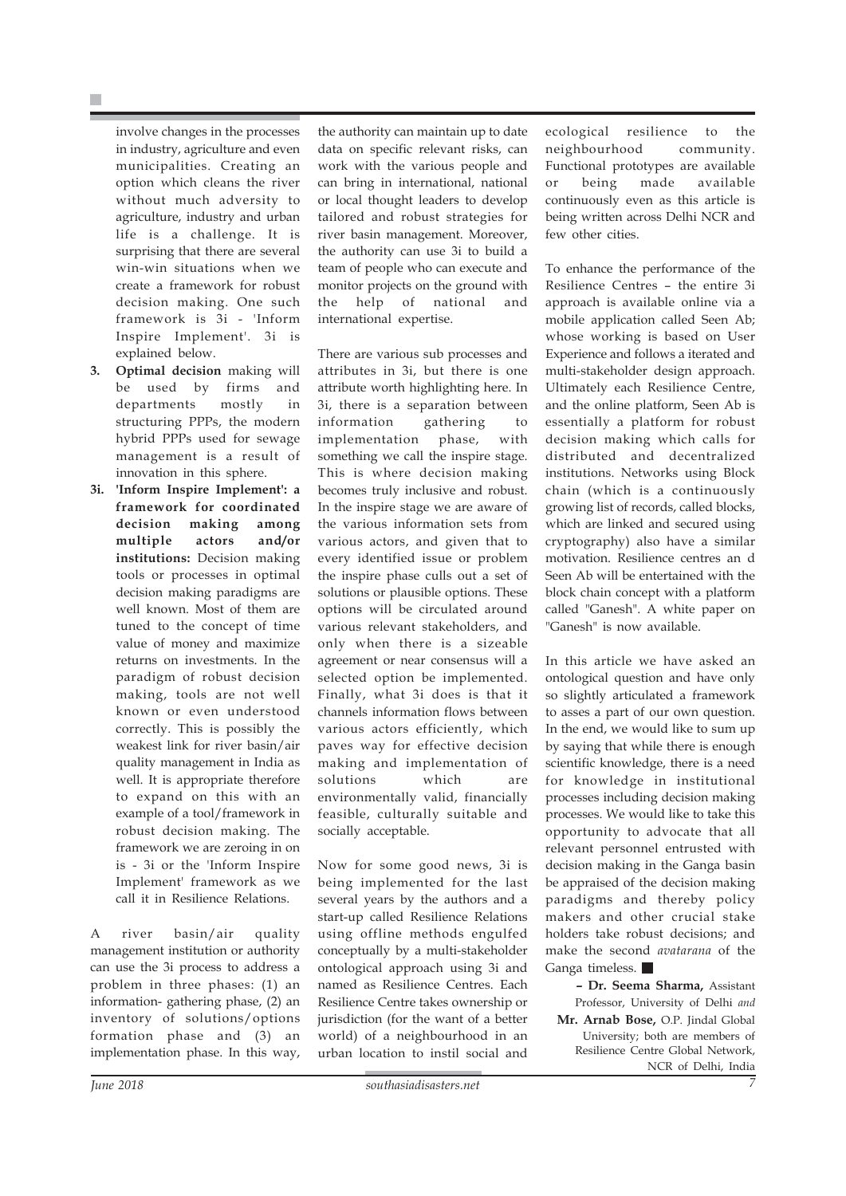involve changes in the processes in industry, agriculture and even municipalities. Creating an option which cleans the river without much adversity to agriculture, industry and urban life is a challenge. It is surprising that there are several win-win situations when we create a framework for robust decision making. One such framework is 3i - 'Inform Inspire Implement'. 3i is explained below.

3. **Optimal decision** making will be used by firms and departments mostly in structuring PPPs, the modern hybrid PPPs used for sewage management is a result of innovation in this sphere.

3i. **'Inform Inspire Implement': a framework for coordinated decision making among multiple actors and/or institutions:** Decision making tools or processes in optimal decision making paradigms are well known. Most of them are tuned to the concept of time value of money and maximize returns on investments. In the paradigm of robust decision making, tools are not well known or even understood correctly. This is possibly the weakest link for river basin/air quality management in India as well. It is appropriate therefore to expand on this with an example of a tool/framework in robust decision making. The framework we are zeroing in on is - 3i or the 'Inform Inspire Implement' framework as we call it in Resilience Relations.

A river basin/air quality management institution or authority can use the 3i process to address a problem in three phases: (1) an information- gathering phase, (2) an inventory of solutions/options formation phase and (3) an implementation phase. In this way, the authority can maintain up to date data on specific relevant risks, can work with the various people and can bring in international, national or local thought leaders to develop tailored and robust strategies for river basin management. Moreover, the authority can use 3i to build a team of people who can execute and monitor projects on the ground with the help of national and international expertise.

There are various sub processes and attributes in 3i, but there is one attribute worth highlighting here. In 3i, there is a separation between information gathering to implementation phase, with something we call the inspire stage. This is where decision making becomes truly inclusive and robust. In the inspire stage we are aware of the various information sets from various actors, and given that to every identified issue or problem the inspire phase culls out a set of solutions or plausible options. These options will be circulated around various relevant stakeholders, and only when there is a sizeable agreement or near consensus will a selected option be implemented. Finally, what 3i does is that it channels information flows between various actors efficiently, which paves way for effective decision making and implementation of solutions which are environmentally valid, financially feasible, culturally suitable and socially acceptable.

Now for some good news, 3i is being implemented for the last several years by the authors and a start-up called Resilience Relations using offline methods engulfed conceptually by a multi-stakeholder ontological approach using 3i and named as Resilience Centres. Each Resilience Centre takes ownership or jurisdiction (for the want of a better world) of a neighbourhood in an urban location to instil social and ecological resilience to the neighbourhood community. Functional prototypes are available or being made available continuously even as this article is being written across Delhi NCR and few other cities.

To enhance the performance of the Resilience Centres – the entire 3i approach is available online via a mobile application called Seen Ab; whose working is based on User Experience and follows a iterated and multi-stakeholder design approach. Ultimately each Resilience Centre, and the online platform, Seen Ab is essentially a platform for robust decision making which calls for distributed and decentralized institutions. Networks using Block chain (which is a continuously growing list of records, called blocks, which are linked and secured using cryptography) also have a similar motivation. Resilience centres an d Seen Ab will be entertained with the block chain concept with a platform called "Ganesh". A white paper on "Ganesh" is now available.

In this article we have asked an ontological question and have only so slightly articulated a framework to asses a part of our own question. In the end, we would like to sum up by saying that while there is enough scientific knowledge, there is a need for knowledge in institutional processes including decision making processes. We would like to take this opportunity to advocate that all relevant personnel entrusted with decision making in the Ganga basin be appraised of the decision making paradigms and thereby policy makers and other crucial stake holders take robust decisions; and make the second *avatarana* of the Ganga timeless. ■

**– Dr. Seema Sharma,** Assistant Professor, University of Delhi *and*
**Mr. Arnab Bose,** O.P. Jindal Global University; both are members of Resilience Centre Global Network, NCR of Delhi, India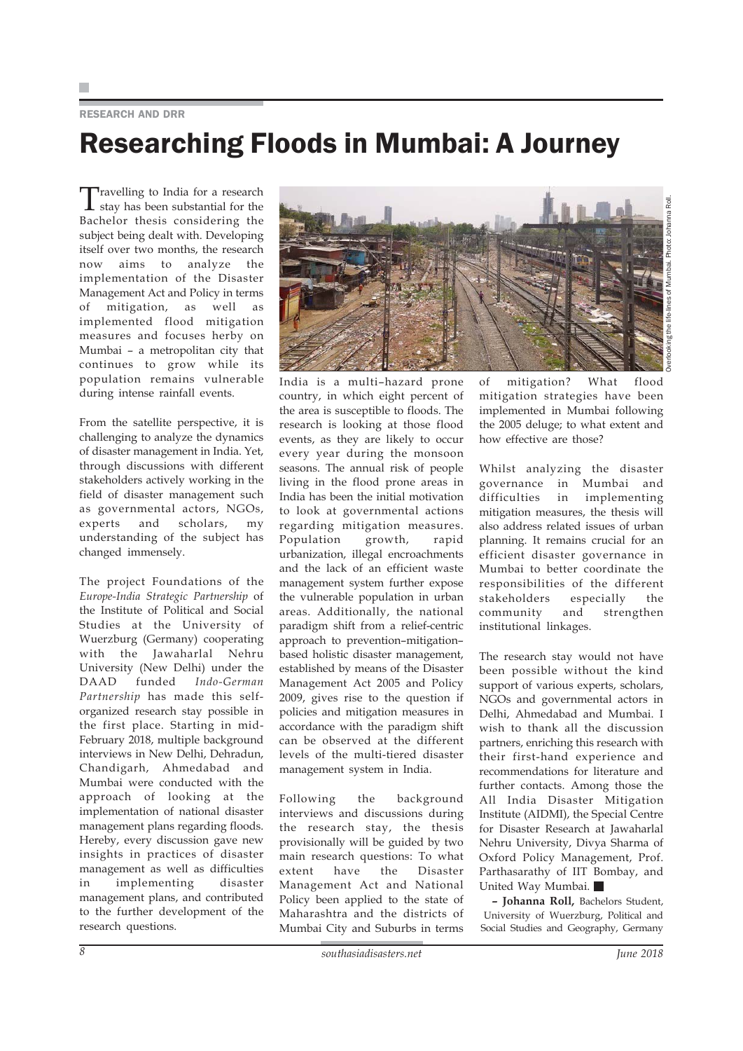RESEARCH AND DRR

# Researching Floods in Mumbai: A Journey

Travelling to India for a research stay has been substantial for the Bachelor thesis considering the subject being dealt with. Developing itself over two months, the research now aims to analyze the implementation of the Disaster Management Act and Policy in terms of mitigation, as well as implemented flood mitigation measures and focuses herby on Mumbai – a metropolitan city that continues to grow while its population remains vulnerable during intense rainfall events.

From the satellite perspective, it is challenging to analyze the dynamics of disaster management in India. Yet, through discussions with different stakeholders actively working in the field of disaster management such as governmental actors, NGOs, experts and scholars, my understanding of the subject has changed immensely.

The project Foundations of the *Europe-India Strategic Partnership* of the Institute of Political and Social Studies at the University of Wuerzburg (Germany) cooperating with the Jawaharlal Nehru University (New Delhi) under the DAAD funded *Indo-German Partnership* has made this self-organized research stay possible in the first place. Starting in mid-February 2018, multiple background interviews in New Delhi, Dehradun, Chandigarh, Ahmedabad and Mumbai were conducted with the approach of looking at the implementation of national disaster management plans regarding floods. Hereby, every discussion gave new insights in practices of disaster management as well as difficulties in implementing disaster management plans, and contributed to the further development of the research questions.

Overlooking the life-lines of Mumbai. Photo: Johanna Roll.

India is a multi–hazard prone country, in which eight percent of the area is susceptible to floods. The research is looking at those flood events, as they are likely to occur every year during the monsoon seasons. The annual risk of people living in the flood prone areas in India has been the initial motivation to look at governmental actions regarding mitigation measures. Population growth, rapid urbanization, illegal encroachments and the lack of an efficient waste management system further expose the vulnerable population in urban areas. Additionally, the national paradigm shift from a relief-centric approach to prevention–mitigation–based holistic disaster management, established by means of the Disaster Management Act 2005 and Policy 2009, gives rise to the question if policies and mitigation measures in accordance with the paradigm shift can be observed at the different levels of the multi-tiered disaster management system in India.

Following the background interviews and discussions during the research stay, the thesis provisionally will be guided by two main research questions: To what extent have the Disaster Management Act and National Policy been applied to the state of Maharashtra and the districts of Mumbai City and Suburbs in terms of mitigation? What flood mitigation strategies have been implemented in Mumbai following the 2005 deluge; to what extent and how effective are those?

Whilst analyzing the disaster governance in Mumbai and difficulties in implementing mitigation measures, the thesis will also address related issues of urban planning. It remains crucial for an efficient disaster governance in Mumbai to better coordinate the responsibilities of the different stakeholders especially the community and strengthen institutional linkages.

The research stay would not have been possible without the kind support of various experts, scholars, NGOs and governmental actors in Delhi, Ahmedabad and Mumbai. I wish to thank all the discussion partners, enriching this research with their first-hand experience and recommendations for literature and further contacts. Among those the All India Disaster Mitigation Institute (AIDMI), the Special Centre for Disaster Research at Jawaharlal Nehru University, Divya Sharma of Oxford Policy Management, Prof. Parthasarathy of IIT Bombay, and United Way Mumbai. ■

**– Johanna Roll,** Bachelors Student, University of Wuerzburg, Political and Social Studies and Geography, Germany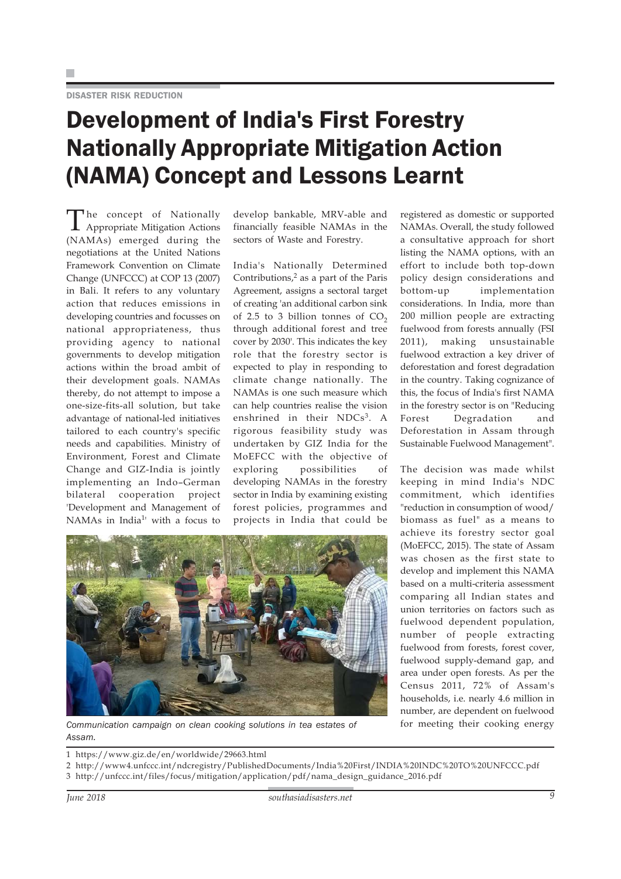DISASTER RISK REDUCTION

# Development of India's First Forestry Nationally Appropriate Mitigation Action (NAMA) Concept and Lessons Learnt

The concept of Nationally Appropriate Mitigation Actions (NAMAs) emerged during the negotiations at the United Nations Framework Convention on Climate Change (UNFCCC) at COP 13 (2007) in Bali. It refers to any voluntary action that reduces emissions in developing countries and focusses on national appropriateness, thus providing agency to national governments to develop mitigation actions within the broad ambit of their development goals. NAMAs thereby, do not attempt to impose a one-size-fits-all solution, but take advantage of national-led initiatives tailored to each country's specific needs and capabilities. Ministry of Environment, Forest and Climate Change and GIZ-India is jointly implementing an Indo–German bilateral cooperation project 'Development and Management of NAMAs in India[1]' with a focus to develop bankable, MRV-able and financially feasible NAMAs in the sectors of Waste and Forestry.

India's Nationally Determined Contributions,[2] as a part of the Paris Agreement, assigns a sectoral target of creating 'an additional carbon sink of 2.5 to 3 billion tonnes of $CO_2$ through additional forest and tree cover by 2030'. This indicates the key role that the forestry sector is expected to play in responding to climate change nationally. The NAMAs is one such measure which can help countries realise the vision enshrined in their NDCs[3]. A rigorous feasibility study was undertaken by GIZ India for the MoEFCC with the objective of exploring possibilities of developing NAMAs in the forestry sector in India by examining existing forest policies, programmes and projects in India that could be registered as domestic or supported NAMAs. Overall, the study followed a consultative approach for short listing the NAMA options, with an effort to include both top-down policy design considerations and bottom-up implementation considerations. In India, more than 200 million people are extracting fuelwood from forests annually (FSI 2011), making unsustainable fuelwood extraction a key driver of deforestation and forest degradation in the country. Taking cognizance of this, the focus of India's first NAMA in the forestry sector is on "Reducing Forest Degradation and Deforestation in Assam through Sustainable Fuelwood Management".

*Communication campaign on clean cooking solutions in tea estates of Assam.*

The decision was made whilst keeping in mind India's NDC commitment, which identifies "reduction in consumption of wood/ biomass as fuel" as a means to achieve its forestry sector goal (MoEFCC, 2015). The state of Assam was chosen as the first state to develop and implement this NAMA based on a multi-criteria assessment comparing all Indian states and union territories on factors such as fuelwood dependent population, number of people extracting fuelwood from forests, forest cover, fuelwood supply-demand gap, and area under open forests. As per the Census 2011, 72% of Assam's households, i.e. nearly 4.6 million in number, are dependent on fuelwood for meeting their cooking energy

1 https://www.giz.de/en/worldwide/29663.html

2 http://www4.unfccc.int/ndcregistry/PublishedDocuments/India%20First/INDIA%20INDC%20TO%20UNFCCC.pdf

3 http://unfccc.int/files/focus/mitigation/application/pdf/nama_design_guidance_2016.pdf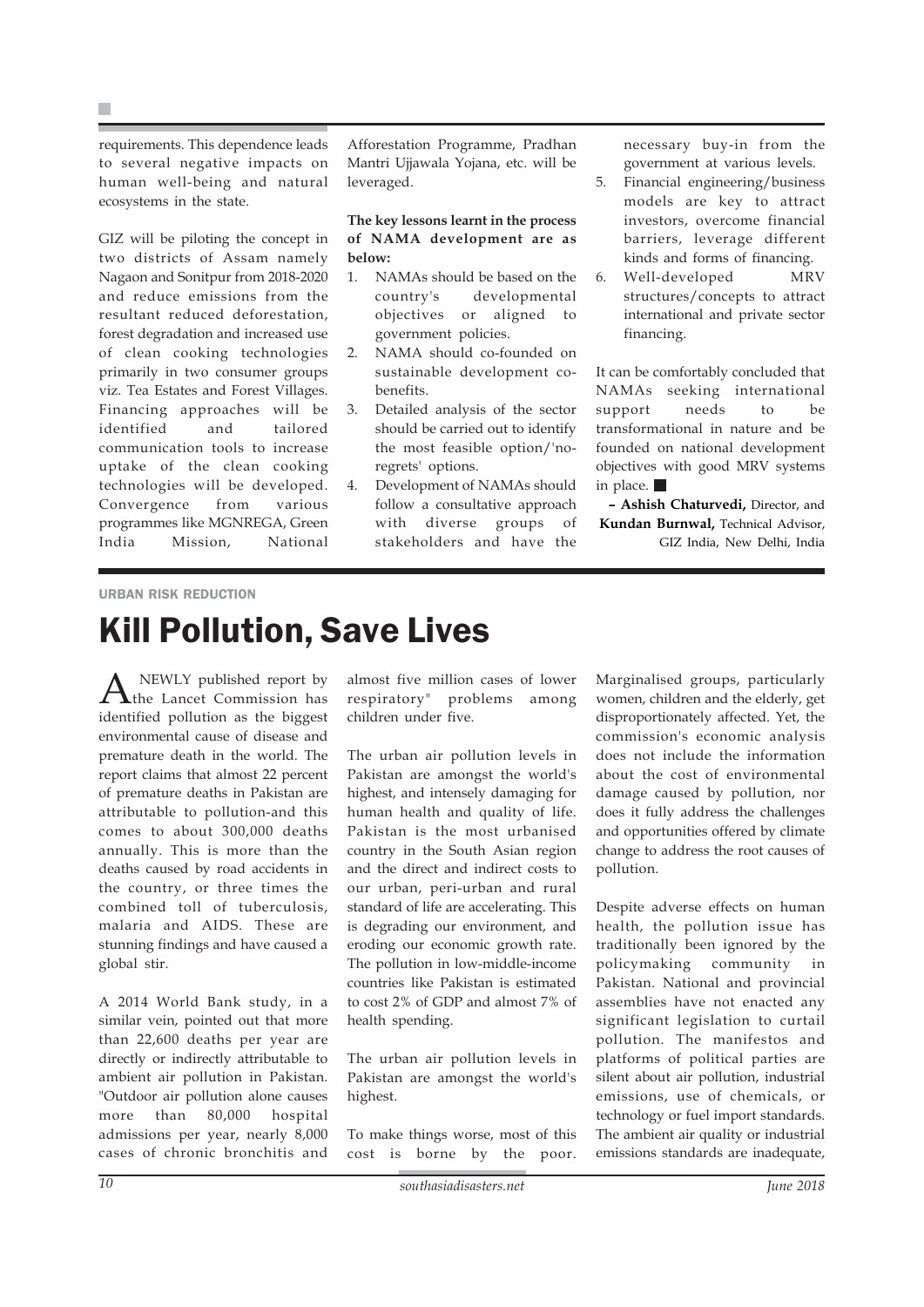requirements. This dependence leads to several negative impacts on human well-being and natural ecosystems in the state.

GIZ will be piloting the concept in two districts of Assam namely Nagaon and Sonitpur from 2018-2020 and reduce emissions from the resultant reduced deforestation, forest degradation and increased use of clean cooking technologies primarily in two consumer groups viz. Tea Estates and Forest Villages. Financing approaches will be identified and tailored communication tools to increase uptake of the clean cooking technologies will be developed. Convergence from various programmes like MGNREGA, Green India Mission, National Afforestation Programme, Pradhan Mantri Ujjawala Yojana, etc. will be leveraged.

**The key lessons learnt in the process of NAMA development are as below:**

1. NAMAs should be based on the country's developmental objectives or aligned to government policies.
2. NAMA should co-founded on sustainable development co-benefits.
3. Detailed analysis of the sector should be carried out to identify the most feasible option/'no-regrets' options.
4. Development of NAMAs should follow a consultative approach with diverse groups of stakeholders and have the necessary buy-in from the government at various levels.
5. Financial engineering/business models are key to attract investors, overcome financial barriers, leverage different kinds and forms of financing.
6. Well-developed MRV structures/concepts to attract international and private sector financing.

It can be comfortably concluded that NAMAs seeking international support needs to be transformational in nature and be founded on national development objectives with good MRV systems in place. ■

**– Ashish Chaturvedi,** Director, and **Kundan Burnwal,** Technical Advisor, GIZ India, New Delhi, India

URBAN RISK REDUCTION

# Kill Pollution, Save Lives

A NEWLY published report by the Lancet Commission has identified pollution as the biggest environmental cause of disease and premature death in the world. The report claims that almost 22 percent of premature deaths in Pakistan are attributable to pollution-and this comes to about 300,000 deaths annually. This is more than the deaths caused by road accidents in the country, or three times the combined toll of tuberculosis, malaria and AIDS. These are stunning findings and have caused a global stir.

A 2014 World Bank study, in a similar vein, pointed out that more than 22,600 deaths per year are directly or indirectly attributable to ambient air pollution in Pakistan. "Outdoor air pollution alone causes more than 80,000 hospital admissions per year, nearly 8,000 cases of chronic bronchitis and almost five million cases of lower respiratory" problems among children under five.

The urban air pollution levels in Pakistan are amongst the world's highest, and intensely damaging for human health and quality of life. Pakistan is the most urbanised country in the South Asian region and the direct and indirect costs to our urban, peri-urban and rural standard of life are accelerating. This is degrading our environment, and eroding our economic growth rate. The pollution in low-middle-income countries like Pakistan is estimated to cost 2% of GDP and almost 7% of health spending.

The urban air pollution levels in Pakistan are amongst the world's highest.

To make things worse, most of this cost is borne by the poor. Marginalised groups, particularly women, children and the elderly, get disproportionately affected. Yet, the commission's economic analysis does not include the information about the cost of environmental damage caused by pollution, nor does it fully address the challenges and opportunities offered by climate change to address the root causes of pollution.

Despite adverse effects on human health, the pollution issue has traditionally been ignored by the policymaking community in Pakistan. National and provincial assemblies have not enacted any significant legislation to curtail pollution. The manifestos and platforms of political parties are silent about air pollution, industrial emissions, use of chemicals, or technology or fuel import standards. The ambient air quality or industrial emissions standards are inadequate,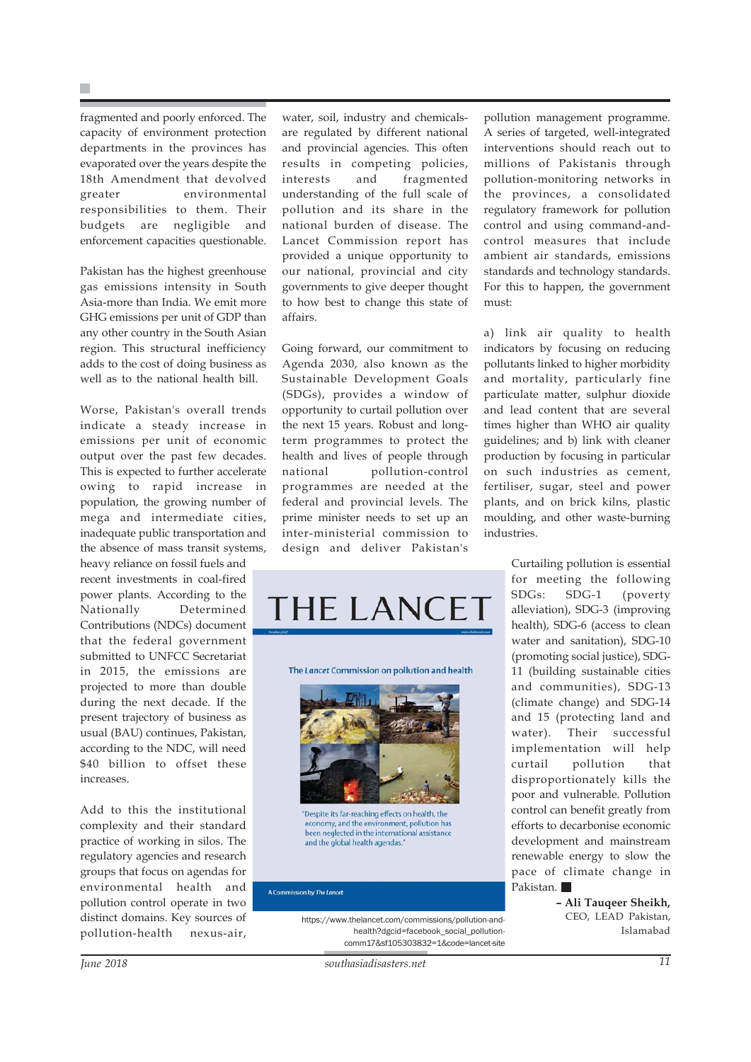fragmented and poorly enforced. The capacity of environment protection departments in the provinces has evaporated over the years despite the 18th Amendment that devolved greater environmental responsibilities to them. Their budgets are negligible and enforcement capacities questionable.

Pakistan has the highest greenhouse gas emissions intensity in South Asia-more than India. We emit more GHG emissions per unit of GDP than any other country in the South Asian region. This structural inefficiency adds to the cost of doing business as well as to the national health bill.

Worse, Pakistan's overall trends indicate a steady increase in emissions per unit of economic output over the past few decades. This is expected to further accelerate owing to rapid increase in population, the growing number of mega and intermediate cities, inadequate public transportation and the absence of mass transit systems, heavy reliance on fossil fuels and recent investments in coal-fired power plants. According to the Nationally Determined Contributions (NDCs) document that the federal government submitted to UNFCC Secretariat in 2015, the emissions are projected to more than double during the next decade. If the present trajectory of business as usual (BAU) continues, Pakistan, according to the NDC, will need $40 billion to offset these increases.

Add to this the institutional complexity and their standard practice of working in silos. The regulatory agencies and research groups that focus on agendas for environmental health and pollution control operate in two distinct domains. Key sources of pollution-health nexus-air, water, soil, industry and chemicals-are regulated by different national and provincial agencies. This often results in competing policies, interests and fragmented understanding of the full scale of pollution and its share in the national burden of disease. The Lancet Commission report has provided a unique opportunity to our national, provincial and city governments to give deeper thought to how best to change this state of affairs.

Going forward, our commitment to Agenda 2030, also known as the Sustainable Development Goals (SDGs), provides a window of opportunity to curtail pollution over the next 15 years. Robust and long-term programmes to protect the health and lives of people through national pollution-control programmes are needed at the federal and provincial levels. The prime minister needs to set up an inter-ministerial commission to design and deliver Pakistan's pollution management programme. A series of targeted, well-integrated interventions should reach out to millions of Pakistanis through pollution-monitoring networks in the provinces, a consolidated regulatory framework for pollution control and using command-and-control measures that include ambient air standards, emissions standards and technology standards. For this to happen, the government must:

a) link air quality to health indicators by focusing on reducing pollutants linked to higher morbidity and mortality, particularly fine particulate matter, sulphur dioxide and lead content that are several times higher than WHO air quality guidelines; and b) link with cleaner production by focusing in particular on such industries as cement, fertiliser, sugar, steel and power plants, and on brick kilns, plastic moulding, and other waste-burning industries.

THE LANCET

The *Lancet* Commission on pollution and health

"Despite its far-reaching effects on health, the economy, and the environment, pollution has been neglected in the international assistance and the global health agendas."

A Commission by *The Lancet*

https://www.thelancet.com/commissions/pollution-and-health?dgcid=facebook_social_pollution-comm17&sf105303832=1&code=lancet-site

Curtailing pollution is essential for meeting the following SDGs: SDG-1 (poverty alleviation), SDG-3 (improving health), SDG-6 (access to clean water and sanitation), SDG-10 (promoting social justice), SDG-11 (building sustainable cities and communities), SDG-13 (climate change) and SDG-14 and 15 (protecting land and water). Their successful implementation will help curtail pollution that disproportionately kills the poor and vulnerable. Pollution control can benefit greatly from efforts to decarbonise economic development and mainstream renewable energy to slow the pace of climate change in Pakistan. ■

**– Ali Tauqeer Sheikh,**
CEO, LEAD Pakistan,
Islamabad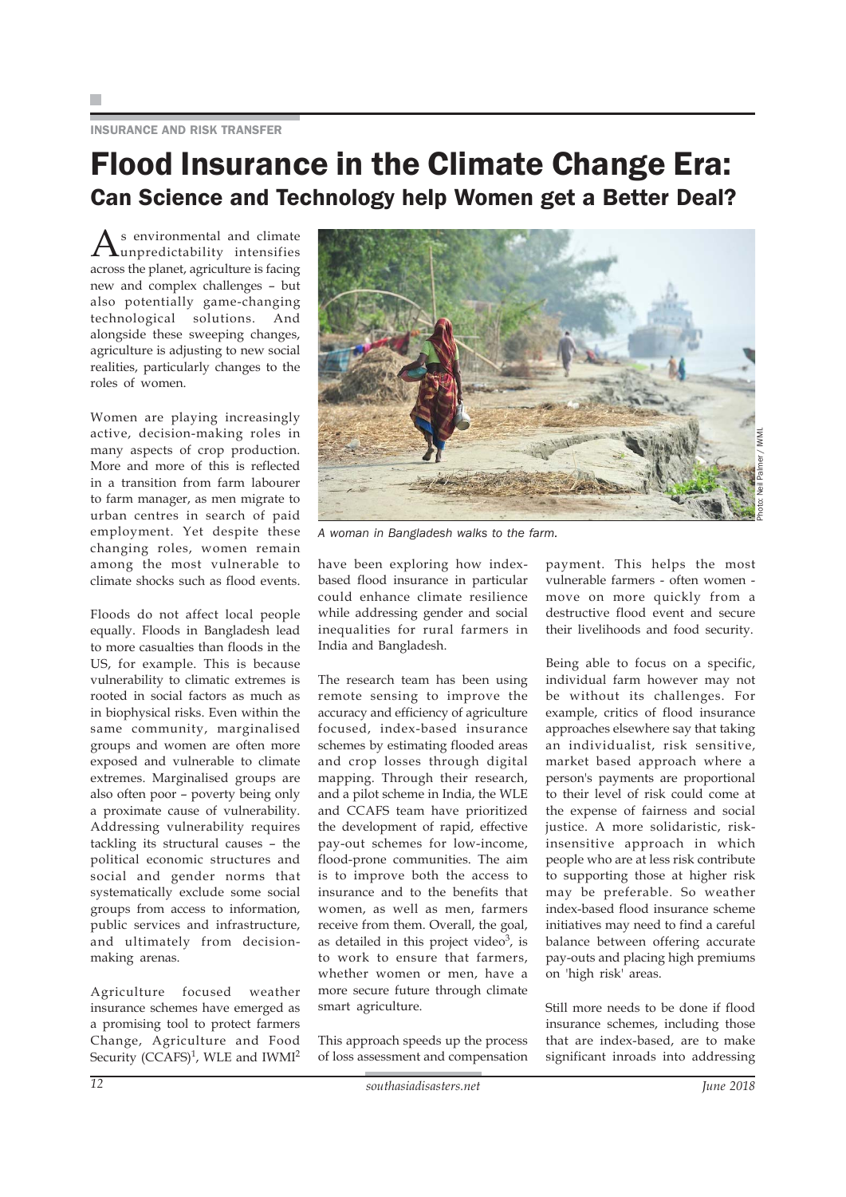INSURANCE AND RISK TRANSFER

# Flood Insurance in the Climate Change Era:

## Can Science and Technology help Women get a Better Deal?

As environmental and climate unpredictability intensifies across the planet, agriculture is facing new and complex challenges – but also potentially game-changing technological solutions. And alongside these sweeping changes, agriculture is adjusting to new social realities, particularly changes to the roles of women.

Women are playing increasingly active, decision-making roles in many aspects of crop production. More and more of this is reflected in a transition from farm labourer to farm manager, as men migrate to urban centres in search of paid employment. Yet despite these changing roles, women remain among the most vulnerable to climate shocks such as flood events.

Floods do not affect local people equally. Floods in Bangladesh lead to more casualties than floods in the US, for example. This is because vulnerability to climatic extremes is rooted in social factors as much as in biophysical risks. Even within the same community, marginalised groups and women are often more exposed and vulnerable to climate extremes. Marginalised groups are also often poor – poverty being only a proximate cause of vulnerability. Addressing vulnerability requires tackling its structural causes – the political economic structures and social and gender norms that systematically exclude some social groups from access to information, public services and infrastructure, and ultimately from decision-making arenas.

Agriculture focused weather insurance schemes have emerged as a promising tool to protect farmers Change, Agriculture and Food Security (CCAFS)[1], WLE and IWMI[2] have been exploring how index-based flood insurance in particular could enhance climate resilience while addressing gender and social inequalities for rural farmers in India and Bangladesh.

A woman in Bangladesh walks to the farm.

Photo: Neil Palmer / IWMI.

The research team has been using remote sensing to improve the accuracy and efficiency of agriculture focused, index-based insurance schemes by estimating flooded areas and crop losses through digital mapping. Through their research, and a pilot scheme in India, the WLE and CCAFS team have prioritized the development of rapid, effective pay-out schemes for low-income, flood-prone communities. The aim is to improve both the access to insurance and to the benefits that women, as well as men, farmers receive from them. Overall, the goal, as detailed in this project video[3], is to work to ensure that farmers, whether women or men, have a more secure future through climate smart agriculture.

This approach speeds up the process of loss assessment and compensation payment. This helps the most vulnerable farmers - often women - move on more quickly from a destructive flood event and secure their livelihoods and food security.

Being able to focus on a specific, individual farm however may not be without its challenges. For example, critics of flood insurance approaches elsewhere say that taking an individualist, risk sensitive, market based approach where a person's payments are proportional to their level of risk could come at the expense of fairness and social justice. A more solidaristic, risk-insensitive approach in which people who are at less risk contribute to supporting those at higher risk may be preferable. So weather index-based flood insurance scheme initiatives may need to find a careful balance between offering accurate pay-outs and placing high premiums on 'high risk' areas.

Still more needs to be done if flood insurance schemes, including those that are index-based, are to make significant inroads into addressing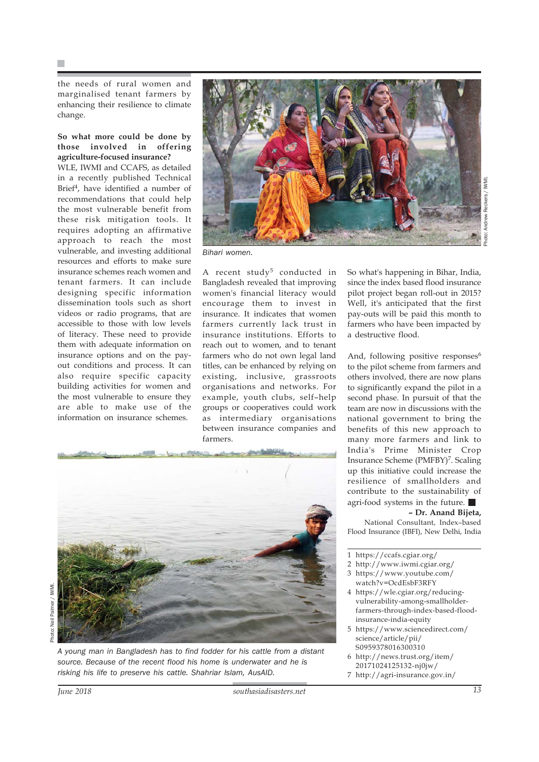the needs of rural women and marginalised tenant farmers by enhancing their resilience to climate change.

**So what more could be done by those involved in offering agriculture-focused insurance?**

WLE, IWMI and CCAFS, as detailed in a recently published Technical Brief[4], have identified a number of recommendations that could help the most vulnerable benefit from these risk mitigation tools. It requires adopting an affirmative approach to reach the most vulnerable, and investing additional resources and efforts to make sure insurance schemes reach women and tenant farmers. It can include designing specific information dissemination tools such as short videos or radio programs, that are accessible to those with low levels of literacy. These need to provide them with adequate information on insurance options and on the pay-out conditions and process. It can also require specific capacity building activities for women and the most vulnerable to ensure they are able to make use of the information on insurance schemes.

Photo: Andrew Reckers / IWMI.

*Bihari women.*

A recent study[5] conducted in Bangladesh revealed that improving women's financial literacy would encourage them to invest in insurance. It indicates that women farmers currently lack trust in insurance institutions. Efforts to reach out to women, and to tenant farmers who do not own legal land titles, can be enhanced by relying on existing, inclusive, grassroots organisations and networks. For example, youth clubs, self–help groups or cooperatives could work as intermediary organisations between insurance companies and farmers.

Photo: Neil Palmer / IWMI.

*A young man in Bangladesh has to find fodder for his cattle from a distant source. Because of the recent flood his home is underwater and he is risking his life to preserve his cattle. Shahriar Islam, AusAID.*

So what's happening in Bihar, India, since the index based flood insurance pilot project began roll-out in 2015? Well, it's anticipated that the first pay-outs will be paid this month to farmers who have been impacted by a destructive flood.

And, following positive responses[6] to the pilot scheme from farmers and others involved, there are now plans to significantly expand the pilot in a second phase. In pursuit of that the team are now in discussions with the national government to bring the benefits of this new approach to many more farmers and link to India's Prime Minister Crop Insurance Scheme (PMFBY)[7]. Scaling up this initiative could increase the resilience of smallholders and contribute to the sustainability of agri-food systems in the future. ■

**– Dr. Anand Bijeta,**
National Consultant, Index–based Flood Insurance (IBFI), New Delhi, India

1. https://ccafs.cgiar.org/
2. http://www.iwmi.cgiar.org/
3. https://www.youtube.com/watch?v=OcdEsbF3RFY
4. https://wle.cgiar.org/reducing-vulnerability-among-smallholder-farmers-through-index-based-flood-insurance-india-equity
5. https://www.sciencedirect.com/science/article/pii/S0959378016300310
6. http://news.trust.org/item/20171024125132-nj0jw/
7. http://agri-insurance.gov.in/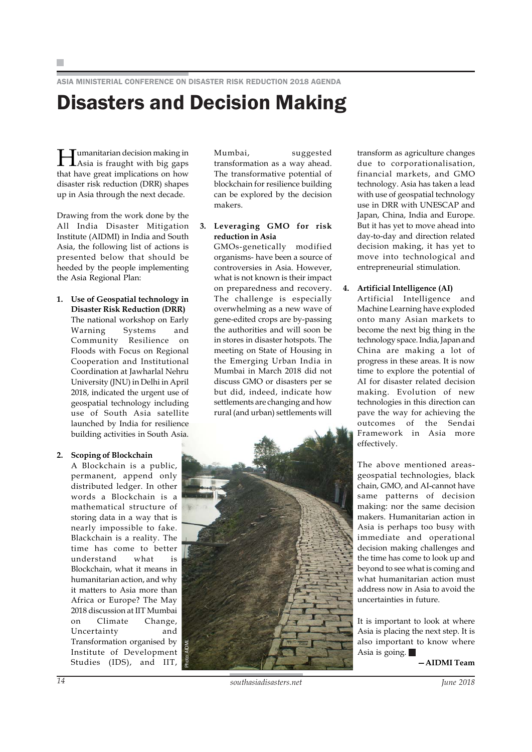ASIA MINISTERIAL CONFERENCE ON DISASTER RISK REDUCTION 2018 AGENDA

# Disasters and Decision Making

Humanitarian decision making in Asia is fraught with big gaps that have great implications on how disaster risk reduction (DRR) shapes up in Asia through the next decade.

Drawing from the work done by the All India Disaster Mitigation Institute (AIDMI) in India and South Asia, the following list of actions is presented below that should be heeded by the people implementing the Asia Regional Plan:

1. **Use of Geospatial technology in Disaster Risk Reduction (DRR)**
   The national workshop on Early Warning Systems and Community Resilience on Floods with Focus on Regional Cooperation and Institutional Coordination at Jawharlal Nehru University (JNU) in Delhi in April 2018, indicated the urgent use of geospatial technology including use of South Asia satellite launched by India for resilience building activities in South Asia.

2. **Scoping of Blockchain**
   A Blockchain is a public, permanent, append only distributed ledger. In other words a Blockchain is a mathematical structure of storing data in a way that is nearly impossible to fake. Blackchain is a reality. The time has come to better understand what is Blockchain, what it means in humanitarian action, and why it matters to Asia more than Africa or Europe? The May 2018 discussion at IIT Mumbai on Climate Change, Uncertainty and Transformation organised by Institute of Development Studies (IDS), and IIT, Mumbai, suggested transformation as a way ahead. The transformative potential of blockchain for resilience building can be explored by the decision makers.

3. **Leveraging GMO for risk reduction in Asia**
   GMOs-genetically modified organisms- have been a source of controversies in Asia. However, what is not known is their impact on preparedness and recovery. The challenge is especially overwhelming as a new wave of gene-edited crops are by-passing the authorities and will soon be in stores in disaster hotspots. The meeting on State of Housing in the Emerging Urban India in Mumbai in March 2018 did not discuss GMO or disasters per se but did, indeed, indicate how settlements are changing and how rural (and urban) settlements will transform as agriculture changes due to corporationalisation, financial markets, and GMO technology. Asia has taken a lead with use of geospatial technology use in DRR with UNESCAP and Japan, China, India and Europe. But it has yet to move ahead into day-to-day and direction related decision making, it has yet to move into technological and entrepreneurial stimulation.

4. **Artificial Intelligence (AI)**
   Artificial Intelligence and Machine Learning have exploded onto many Asian markets to become the next big thing in the technology space. India, Japan and China are making a lot of progress in these areas. It is now time to explore the potential of AI for disaster related decision making. Evolution of new technologies in this direction can pave the way for achieving the outcomes of the Sendai Framework in Asia more effectively.

Photo: AIDMI.

The above mentioned areas-geospatial technologies, black chain, GMO, and AI-cannot have same patterns of decision making: nor the same decision makers. Humanitarian action in Asia is perhaps too busy with immediate and operational decision making challenges and the time has come to look up and beyond to see what is coming and what humanitarian action must address now in Asia to avoid the uncertainties in future.

It is important to look at where Asia is placing the next step. It is also important to know where Asia is going.

**—AIDMI Team**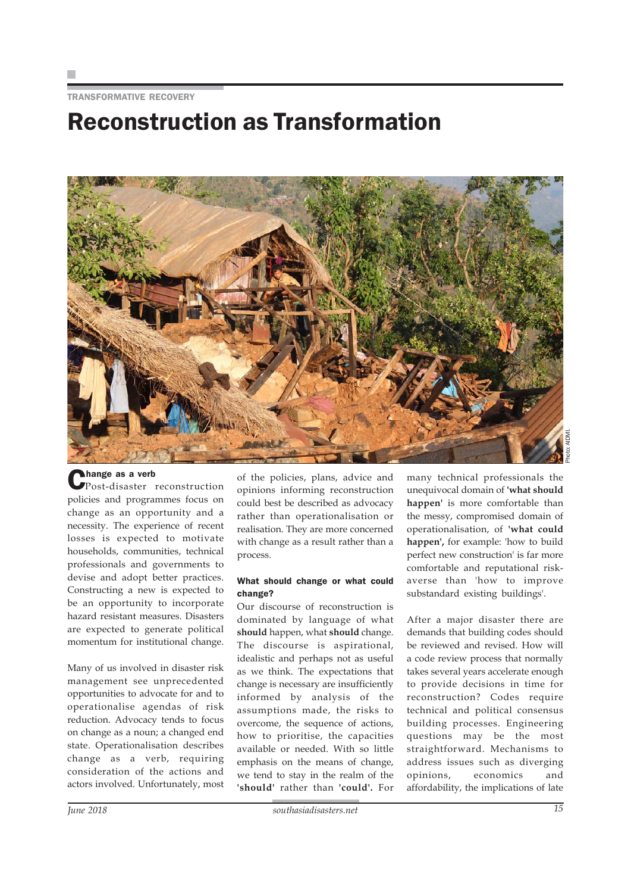TRANSFORMATIVE RECOVERY

# Reconstruction as Transformation

Photo: AIDMI

### Change as a verb

Post-disaster reconstruction policies and programmes focus on change as an opportunity and a necessity. The experience of recent losses is expected to motivate households, communities, technical professionals and governments to devise and adopt better practices. Constructing a new is expected to be an opportunity to incorporate hazard resistant measures. Disasters are expected to generate political momentum for institutional change.

Many of us involved in disaster risk management see unprecedented opportunities to advocate for and to operationalise agendas of risk reduction. Advocacy tends to focus on change as a noun; a changed end state. Operationalisation describes change as a verb, requiring consideration of the actions and actors involved. Unfortunately, most of the policies, plans, advice and opinions informing reconstruction could best be described as advocacy rather than operationalisation or realisation. They are more concerned with change as a result rather than a process.

### What should change or what could change?

Our discourse of reconstruction is dominated by language of what **should** happen, what **should** change. The discourse is aspirational, idealistic and perhaps not as useful as we think. The expectations that change is necessary are insufficiently informed by analysis of the assumptions made, the risks to overcome, the sequence of actions, how to prioritise, the capacities available or needed. With so little emphasis on the means of change, we tend to stay in the realm of the **'should'** rather than **'could'.** For many technical professionals the unequivocal domain of **'what should happen'** is more comfortable than the messy, compromised domain of operationalisation, of **'what could happen',** for example: 'how to build perfect new construction' is far more comfortable and reputational risk-averse than 'how to improve substandard existing buildings'.

After a major disaster there are demands that building codes should be reviewed and revised. How will a code review process that normally takes several years accelerate enough to provide decisions in time for reconstruction? Codes require technical and political consensus building processes. Engineering questions may be the most straightforward. Mechanisms to address issues such as diverging opinions, economics and affordability, the implications of late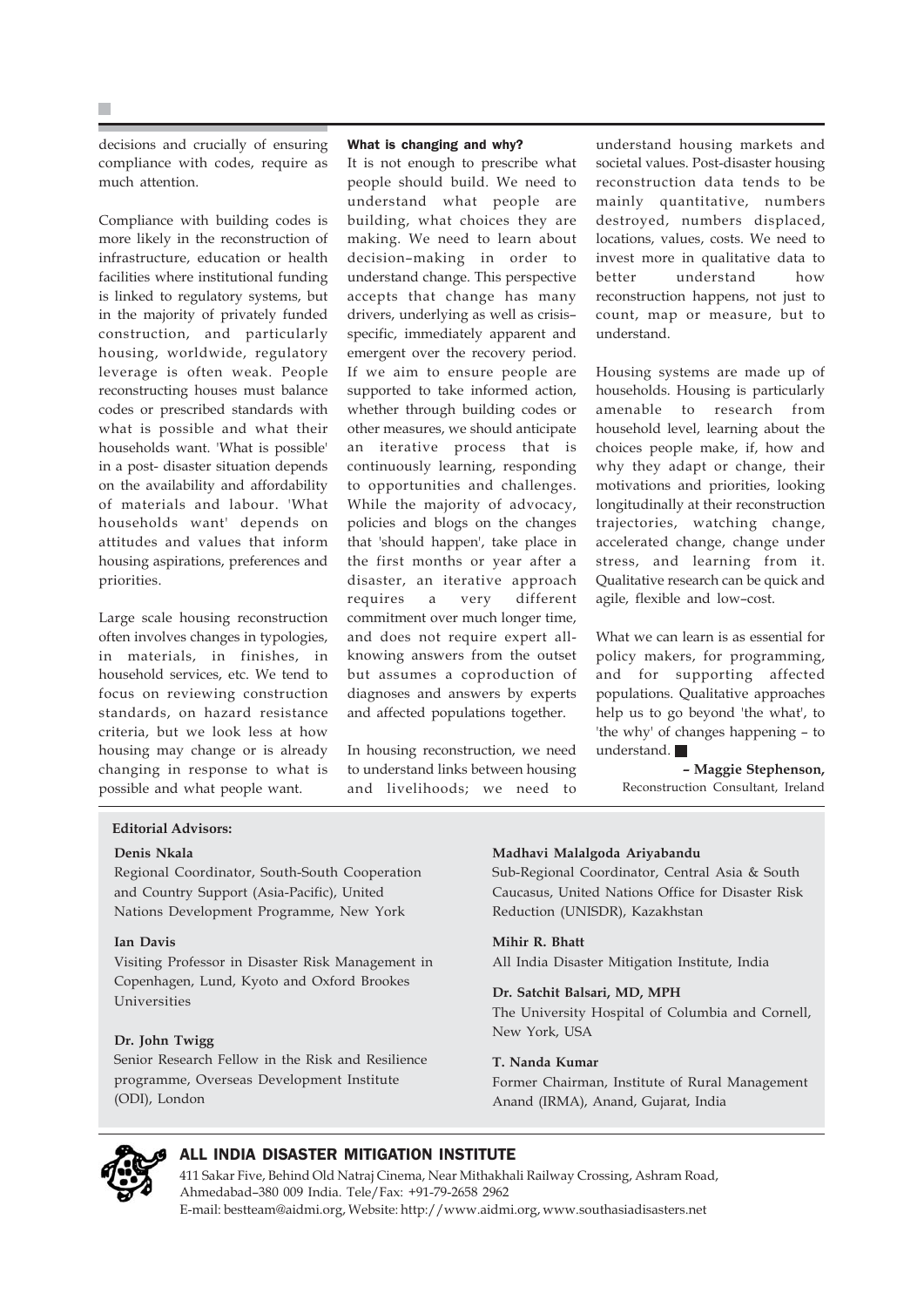decisions and crucially of ensuring compliance with codes, require as much attention.

Compliance with building codes is more likely in the reconstruction of infrastructure, education or health facilities where institutional funding is linked to regulatory systems, but in the majority of privately funded construction, and particularly housing, worldwide, regulatory leverage is often weak. People reconstructing houses must balance codes or prescribed standards with what is possible and what their households want. 'What is possible' in a post- disaster situation depends on the availability and affordability of materials and labour. 'What households want' depends on attitudes and values that inform housing aspirations, preferences and priorities.

Large scale housing reconstruction often involves changes in typologies, in materials, in finishes, in household services, etc. We tend to focus on reviewing construction standards, on hazard resistance criteria, but we look less at how housing may change or is already changing in response to what is possible and what people want.

### What is changing and why?

It is not enough to prescribe what people should build. We need to understand what people are building, what choices they are making. We need to learn about decision–making in order to understand change. This perspective accepts that change has many drivers, underlying as well as crisis–specific, immediately apparent and emergent over the recovery period. If we aim to ensure people are supported to take informed action, whether through building codes or other measures, we should anticipate an iterative process that is continuously learning, responding to opportunities and challenges. While the majority of advocacy, policies and blogs on the changes that 'should happen', take place in the first months or year after a disaster, an iterative approach requires a very different commitment over much longer time, and does not require expert all-knowing answers from the outset but assumes a coproduction of diagnoses and answers by experts and affected populations together.

In housing reconstruction, we need to understand links between housing and livelihoods; we need to understand housing markets and societal values. Post-disaster housing reconstruction data tends to be mainly quantitative, numbers destroyed, numbers displaced, locations, values, costs. We need to invest more in qualitative data to better understand how reconstruction happens, not just to count, map or measure, but to understand.

Housing systems are made up of households. Housing is particularly amenable to research from household level, learning about the choices people make, if, how and why they adapt or change, their motivations and priorities, looking longitudinally at their reconstruction trajectories, watching change, accelerated change, change under stress, and learning from it. Qualitative research can be quick and agile, flexible and low–cost.

What we can learn is as essential for policy makers, for programming, and for supporting affected populations. Qualitative approaches help us to go beyond 'the what', to 'the why' of changes happening – to understand. ■

**– Maggie Stephenson,**
Reconstruction Consultant, Ireland

**Editorial Advisors:**

**Denis Nkala**
Regional Coordinator, South-South Cooperation and Country Support (Asia-Pacific), United Nations Development Programme, New York

**Ian Davis**
Visiting Professor in Disaster Risk Management in Copenhagen, Lund, Kyoto and Oxford Brookes Universities

**Dr. John Twigg**
Senior Research Fellow in the Risk and Resilience programme, Overseas Development Institute (ODI), London

**Madhavi Malalgoda Ariyabandu**
Sub-Regional Coordinator, Central Asia & South Caucasus, United Nations Office for Disaster Risk Reduction (UNISDR), Kazakhstan

**Mihir R. Bhatt**
All India Disaster Mitigation Institute, India

**Dr. Satchit Balsari, MD, MPH**
The University Hospital of Columbia and Cornell, New York, USA

**T. Nanda Kumar**
Former Chairman, Institute of Rural Management Anand (IRMA), Anand, Gujarat, India

**ALL INDIA DISASTER MITIGATION INSTITUTE**

411 Sakar Five, Behind Old Natraj Cinema, Near Mithakhali Railway Crossing, Ashram Road, Ahmedabad–380 009 India. Tele/Fax: +91-79-2658 2962
E-mail: bestteam@aidmi.org, Website: http://www.aidmi.org, www.southasiadisasters.net